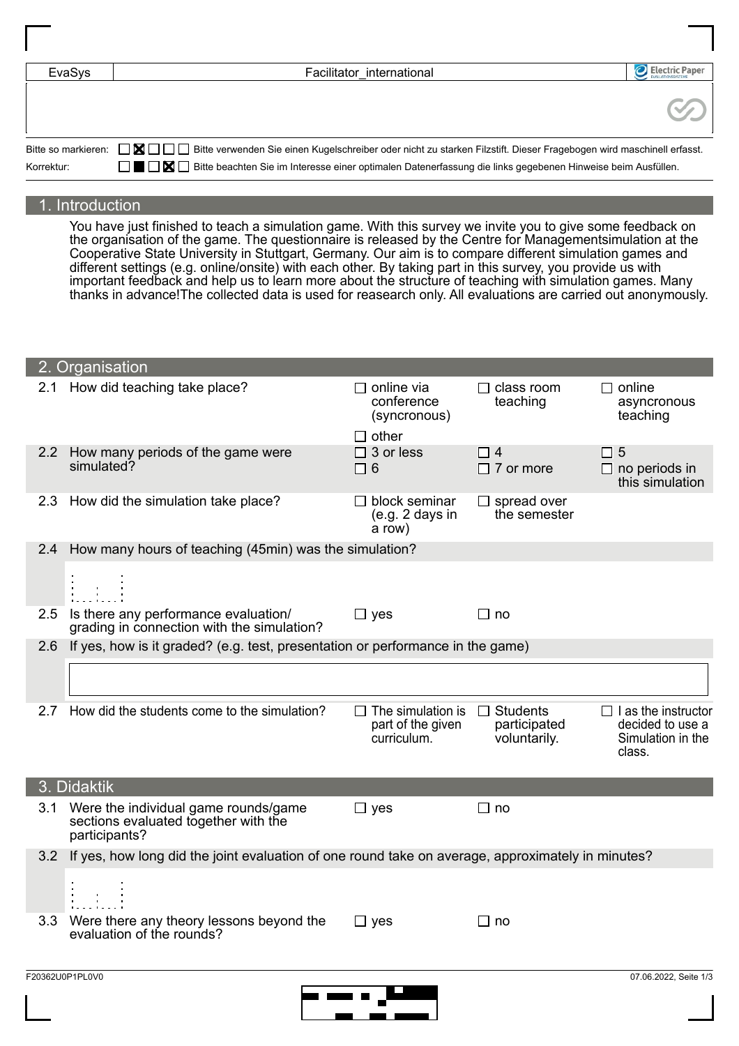| EvaSys | Facilitator_international | Electric Paper |
|---|---|---|

Bitte so markieren: ☐ ☒ ☐ ☐ ☐ Bitte verwenden Sie einen Kugelschreiber oder nicht zu starken Filzstift. Dieser Fragebogen wird maschinell erfasst.

Korrektur: ☐ ■ ☐ ☒ ☐ Bitte beachten Sie im Interesse einer optimalen Datenerfassung die links gegebenen Hinweise beim Ausfüllen.

## 1. Introduction

You have just finished to teach a simulation game. With this survey we invite you to give some feedback on the organisation of the game. The questionnaire is released by the Centre for Managementsimulation at the Cooperative State University in Stuttgart, Germany. Our aim is to compare different simulation games and different settings (e.g. online/onsite) with each other. By taking part in this survey, you provide us with important feedback and help us to learn more about the structure of teaching with simulation games. Many thanks in advance!The collected data is used for reasearch only. All evaluations are carried out anonymously.

## 2. Organisation

2.1 How did teaching take place?
- ☐ online via conference (syncronous)
- ☐ class room teaching
- ☐ online asyncronous teaching
- ☐ other

2.2 How many periods of the game were simulated?
- ☐ 3 or less
- ☐ 4
- ☐ 5
- ☐ 6
- ☐ 7 or more
- ☐ no periods in this simulation

2.3 How did the simulation take place?
- ☐ block seminar (e.g. 2 days in a row)
- ☐ spread over the semester

2.4 How many hours of teaching (45min) was the simulation?

[ ][ ]

2.5 Is there any performance evaluation/ grading in connection with the simulation?
- ☐ yes
- ☐ no

2.6 If yes, how is it graded? (e.g. test, presentation or performance in the game)

[ ]

2.7 How did the students come to the simulation?
- ☐ The simulation is part of the given curriculum.
- ☐ Students participated voluntarily.
- ☐ I as the instructor decided to use a Simulation in the class.

## 3. Didaktik

3.1 Were the individual game rounds/game sections evaluated together with the participants?
- ☐ yes
- ☐ no

3.2 If yes, how long did the joint evaluation of one round take on average, approximately in minutes?

[ ][ ]

3.3 Were there any theory lessons beyond the evaluation of the rounds?
- ☐ yes
- ☐ no

F20362U0P1PL0V0 07.06.2022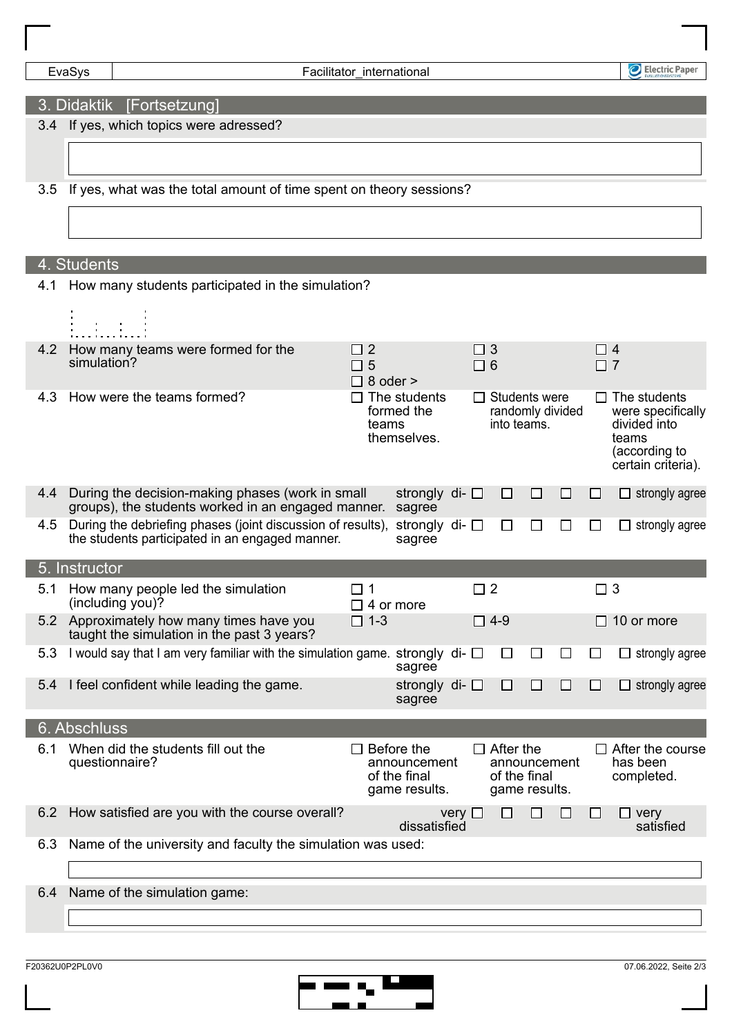## 3. Didaktik [Fortsetzung]

3.4 If yes, which topics were adressed?

3.5 If yes, what was the total amount of time spent on theory sessions?

## 4. Students

4.1 How many students participated in the simulation?

4.2 How many teams were formed for the simulation?

- ☐ 2
- ☐ 3
- ☐ 4
- ☐ 5
- ☐ 6
- ☐ 7
- ☐ 8 oder >

4.3 How were the teams formed?

- ☐ The students formed the teams themselves.
- ☐ Students were randomly divided into teams.
- ☐ The students were specifically divided into teams (according to certain criteria).

4.4 During the decision-making phases (work in small groups), the students worked in an engaged manner.

strongly disagree ☐ ☐ ☐ ☐ ☐ ☐ strongly agree

4.5 During the debriefing phases (joint discussion of results), the students participated in an engaged manner.

strongly disagree ☐ ☐ ☐ ☐ ☐ ☐ strongly agree

## 5. Instructor

5.1 How many people led the simulation (including you)?

- ☐ 1
- ☐ 2
- ☐ 3
- ☐ 4 or more

5.2 Approximately how many times have you taught the simulation in the past 3 years?

- ☐ 1-3
- ☐ 4-9
- ☐ 10 or more

5.3 I would say that I am very familiar with the simulation game.

strongly disagree ☐ ☐ ☐ ☐ ☐ ☐ strongly agree

5.4 I feel confident while leading the game.

strongly disagree ☐ ☐ ☐ ☐ ☐ ☐ strongly agree

## 6. Abschluss

6.1 When did the students fill out the questionnaire?

- ☐ Before the announcement of the final game results.
- ☐ After the announcement of the final game results.
- ☐ After the course has been completed.

6.2 How satisfied are you with the course overall?

very dissatisfied ☐ ☐ ☐ ☐ ☐ ☐ very satisfied

6.3 Name of the university and faculty the simulation was used:

6.4 Name of the simulation game: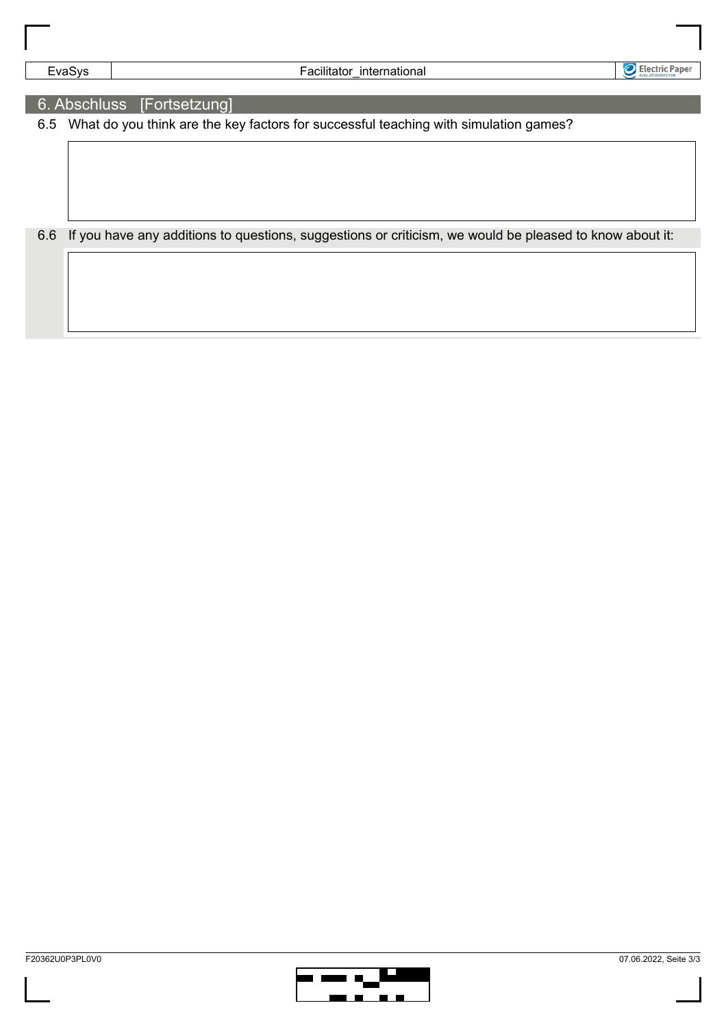## 6. Abschluss [Fortsetzung]

6.5 What do you think are the key factors for successful teaching with simulation games?

6.6 If you have any additions to questions, suggestions or criticism, we would be pleased to know about it: